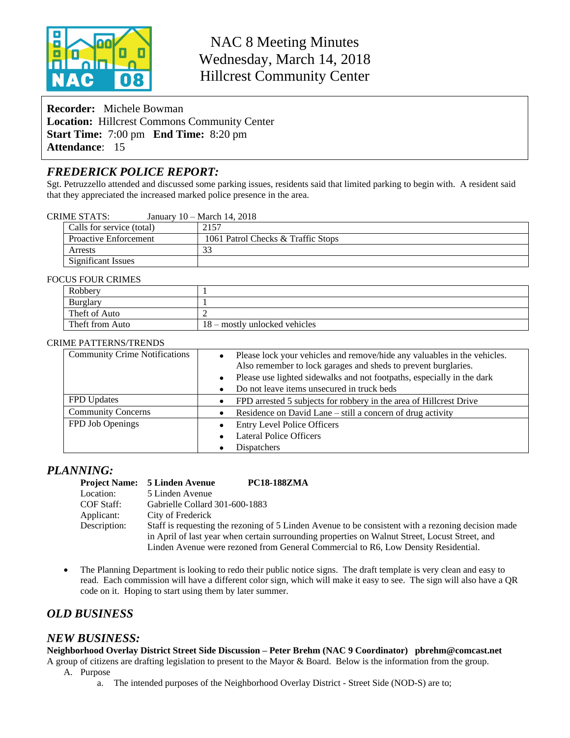# NAC 8 Meeting Minutes
## Wednesday, March 14, 2018
## Hillcrest Community Center

**Recorder:** Michele Bowman
**Location:** Hillcrest Commons Community Center
**Start Time:** 7:00 pm **End Time:** 8:20 pm
**Attendance**: 15

## *FREDERICK POLICE REPORT:*

Sgt. Petruzzello attended and discussed some parking issues, residents said that limited parking to begin with. A resident said that they appreciated the increased marked police presence in the area.

CRIME STATS: January 10 – March 14, 2018

| | |
|---|---|
| Calls for service (total) | 2157 |
| Proactive Enforcement | 1061 Patrol Checks & Traffic Stops |
| Arrests | 33 |
| Significant Issues | |

FOCUS FOUR CRIMES

| | |
|---|---|
| Robbery | 1 |
| Burglary | 1 |
| Theft of Auto | 2 |
| Theft from Auto | 18 – mostly unlocked vehicles |

CRIME PATTERNS/TRENDS

| | |
|---|---|
| Community Crime Notifications | • Please lock your vehicles and remove/hide any valuables in the vehicles. Also remember to lock garages and sheds to prevent burglaries.<br>• Please use lighted sidewalks and not footpaths, especially in the dark<br>• Do not leave items unsecured in truck beds |
| FPD Updates | • FPD arrested 5 subjects for robbery in the area of Hillcrest Drive |
| Community Concerns | • Residence on David Lane – still a concern of drug activity |
| FPD Job Openings | • Entry Level Police Officers<br>• Lateral Police Officers<br>• Dispatchers |

## *PLANNING:*

**Project Name:** **5 Linden Avenue** **PC18-188ZMA**
Location: 5 Linden Avenue
COF Staff: Gabrielle Collard 301-600-1883
Applicant: City of Frederick
Description: Staff is requesting the rezoning of 5 Linden Avenue to be consistent with a rezoning decision made in April of last year when certain surrounding properties on Walnut Street, Locust Street, and Linden Avenue were rezoned from General Commercial to R6, Low Density Residential.

- The Planning Department is looking to redo their public notice signs. The draft template is very clean and easy to read. Each commission will have a different color sign, which will make it easy to see. The sign will also have a QR code on it. Hoping to start using them by later summer.

## *OLD BUSINESS*

## *NEW BUSINESS:*

**Neighborhood Overlay District Street Side Discussion – Peter Brehm (NAC 9 Coordinator) pbrehm@comcast.net**

A group of citizens are drafting legislation to present to the Mayor & Board. Below is the information from the group.

A. Purpose
   a. The intended purposes of the Neighborhood Overlay District - Street Side (NOD-S) are to;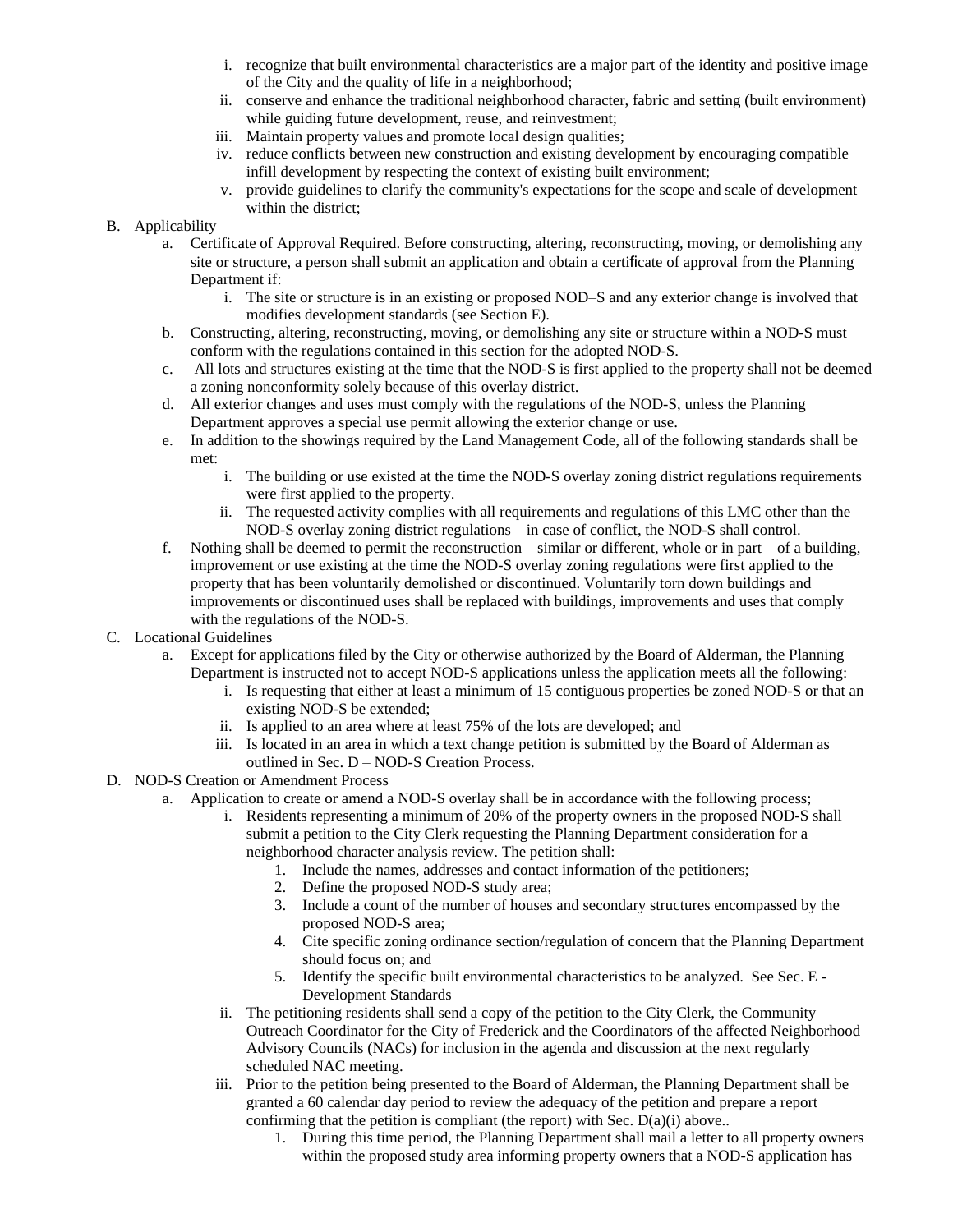i. recognize that built environmental characteristics are a major part of the identity and positive image of the City and the quality of life in a neighborhood;
   ii. conserve and enhance the traditional neighborhood character, fabric and setting (built environment) while guiding future development, reuse, and reinvestment;
   iii. Maintain property values and promote local design qualities;
   iv. reduce conflicts between new construction and existing development by encouraging compatible infill development by respecting the context of existing built environment;
   v. provide guidelines to clarify the community's expectations for the scope and scale of development within the district;

B. Applicability
   a. Certificate of Approval Required. Before constructing, altering, reconstructing, moving, or demolishing any site or structure, a person shall submit an application and obtain a certificate of approval from the Planning Department if:
      i. The site or structure is in an existing or proposed NOD–S and any exterior change is involved that modifies development standards (see Section E).
   b. Constructing, altering, reconstructing, moving, or demolishing any site or structure within a NOD-S must conform with the regulations contained in this section for the adopted NOD-S.
   c. All lots and structures existing at the time that the NOD-S is first applied to the property shall not be deemed a zoning nonconformity solely because of this overlay district.
   d. All exterior changes and uses must comply with the regulations of the NOD-S, unless the Planning Department approves a special use permit allowing the exterior change or use.
   e. In addition to the showings required by the Land Management Code, all of the following standards shall be met:
      i. The building or use existed at the time the NOD-S overlay zoning district regulations requirements were first applied to the property.
      ii. The requested activity complies with all requirements and regulations of this LMC other than the NOD-S overlay zoning district regulations – in case of conflict, the NOD-S shall control.
   f. Nothing shall be deemed to permit the reconstruction—similar or different, whole or in part—of a building, improvement or use existing at the time the NOD-S overlay zoning regulations were first applied to the property that has been voluntarily demolished or discontinued. Voluntarily torn down buildings and improvements or discontinued uses shall be replaced with buildings, improvements and uses that comply with the regulations of the NOD-S.

C. Locational Guidelines
   a. Except for applications filed by the City or otherwise authorized by the Board of Alderman, the Planning Department is instructed not to accept NOD-S applications unless the application meets all the following:
      i. Is requesting that either at least a minimum of 15 contiguous properties be zoned NOD-S or that an existing NOD-S be extended;
      ii. Is applied to an area where at least 75% of the lots are developed; and
      iii. Is located in an area in which a text change petition is submitted by the Board of Alderman as outlined in Sec. D – NOD-S Creation Process.

D. NOD-S Creation or Amendment Process
   a. Application to create or amend a NOD-S overlay shall be in accordance with the following process;
      i. Residents representing a minimum of 20% of the property owners in the proposed NOD-S shall submit a petition to the City Clerk requesting the Planning Department consideration for a neighborhood character analysis review. The petition shall:
         1. Include the names, addresses and contact information of the petitioners;
         2. Define the proposed NOD-S study area;
         3. Include a count of the number of houses and secondary structures encompassed by the proposed NOD-S area;
         4. Cite specific zoning ordinance section/regulation of concern that the Planning Department should focus on; and
         5. Identify the specific built environmental characteristics to be analyzed. See Sec. E - Development Standards
      ii. The petitioning residents shall send a copy of the petition to the City Clerk, the Community Outreach Coordinator for the City of Frederick and the Coordinators of the affected Neighborhood Advisory Councils (NACs) for inclusion in the agenda and discussion at the next regularly scheduled NAC meeting.
      iii. Prior to the petition being presented to the Board of Alderman, the Planning Department shall be granted a 60 calendar day period to review the adequacy of the petition and prepare a report confirming that the petition is compliant (the report) with Sec. D(a)(i) above..
         1. During this time period, the Planning Department shall mail a letter to all property owners within the proposed study area informing property owners that a NOD-S application has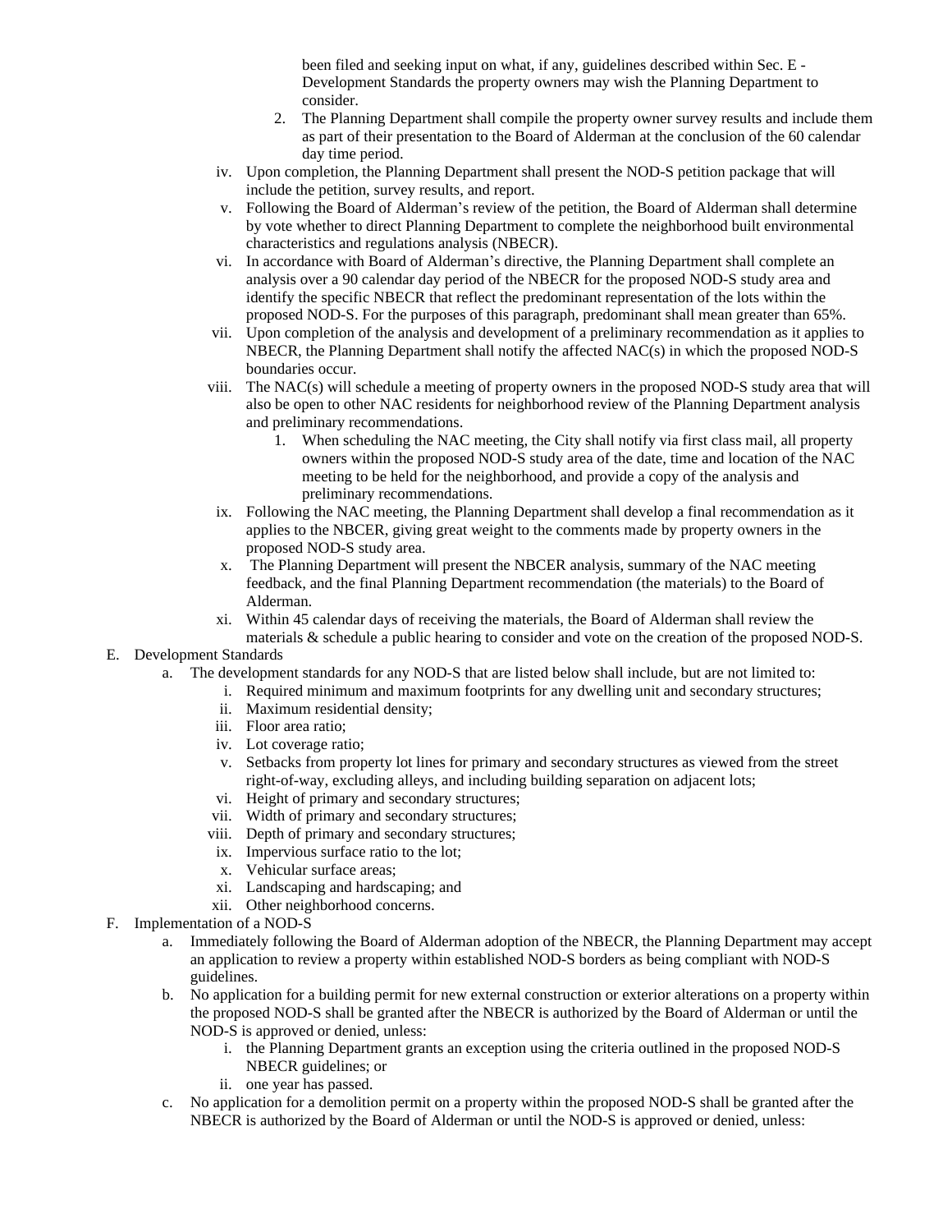been filed and seeking input on what, if any, guidelines described within Sec. E - Development Standards the property owners may wish the Planning Department to consider.

2. The Planning Department shall compile the property owner survey results and include them as part of their presentation to the Board of Alderman at the conclusion of the 60 calendar day time period.

iv. Upon completion, the Planning Department shall present the NOD-S petition package that will include the petition, survey results, and report.

v. Following the Board of Alderman's review of the petition, the Board of Alderman shall determine by vote whether to direct Planning Department to complete the neighborhood built environmental characteristics and regulations analysis (NBECR).

vi. In accordance with Board of Alderman's directive, the Planning Department shall complete an analysis over a 90 calendar day period of the NBECR for the proposed NOD-S study area and identify the specific NBECR that reflect the predominant representation of the lots within the proposed NOD-S. For the purposes of this paragraph, predominant shall mean greater than 65%.

vii. Upon completion of the analysis and development of a preliminary recommendation as it applies to NBECR, the Planning Department shall notify the affected NAC(s) in which the proposed NOD-S boundaries occur.

viii. The NAC(s) will schedule a meeting of property owners in the proposed NOD-S study area that will also be open to other NAC residents for neighborhood review of the Planning Department analysis and preliminary recommendations.

1. When scheduling the NAC meeting, the City shall notify via first class mail, all property owners within the proposed NOD-S study area of the date, time and location of the NAC meeting to be held for the neighborhood, and provide a copy of the analysis and preliminary recommendations.

ix. Following the NAC meeting, the Planning Department shall develop a final recommendation as it applies to the NBCER, giving great weight to the comments made by property owners in the proposed NOD-S study area.

x. The Planning Department will present the NBCER analysis, summary of the NAC meeting feedback, and the final Planning Department recommendation (the materials) to the Board of Alderman.

xi. Within 45 calendar days of receiving the materials, the Board of Alderman shall review the materials & schedule a public hearing to consider and vote on the creation of the proposed NOD-S.

E. Development Standards

a. The development standards for any NOD-S that are listed below shall include, but are not limited to:

i. Required minimum and maximum footprints for any dwelling unit and secondary structures;
ii. Maximum residential density;
iii. Floor area ratio;
iv. Lot coverage ratio;
v. Setbacks from property lot lines for primary and secondary structures as viewed from the street right-of-way, excluding alleys, and including building separation on adjacent lots;
vi. Height of primary and secondary structures;
vii. Width of primary and secondary structures;
viii. Depth of primary and secondary structures;
ix. Impervious surface ratio to the lot;
x. Vehicular surface areas;
xi. Landscaping and hardscaping; and
xii. Other neighborhood concerns.

F. Implementation of a NOD-S

a. Immediately following the Board of Alderman adoption of the NBECR, the Planning Department may accept an application to review a property within established NOD-S borders as being compliant with NOD-S guidelines.

b. No application for a building permit for new external construction or exterior alterations on a property within the proposed NOD-S shall be granted after the NBECR is authorized by the Board of Alderman or until the NOD-S is approved or denied, unless:

i. the Planning Department grants an exception using the criteria outlined in the proposed NOD-S NBECR guidelines; or
ii. one year has passed.

c. No application for a demolition permit on a property within the proposed NOD-S shall be granted after the NBECR is authorized by the Board of Alderman or until the NOD-S is approved or denied, unless: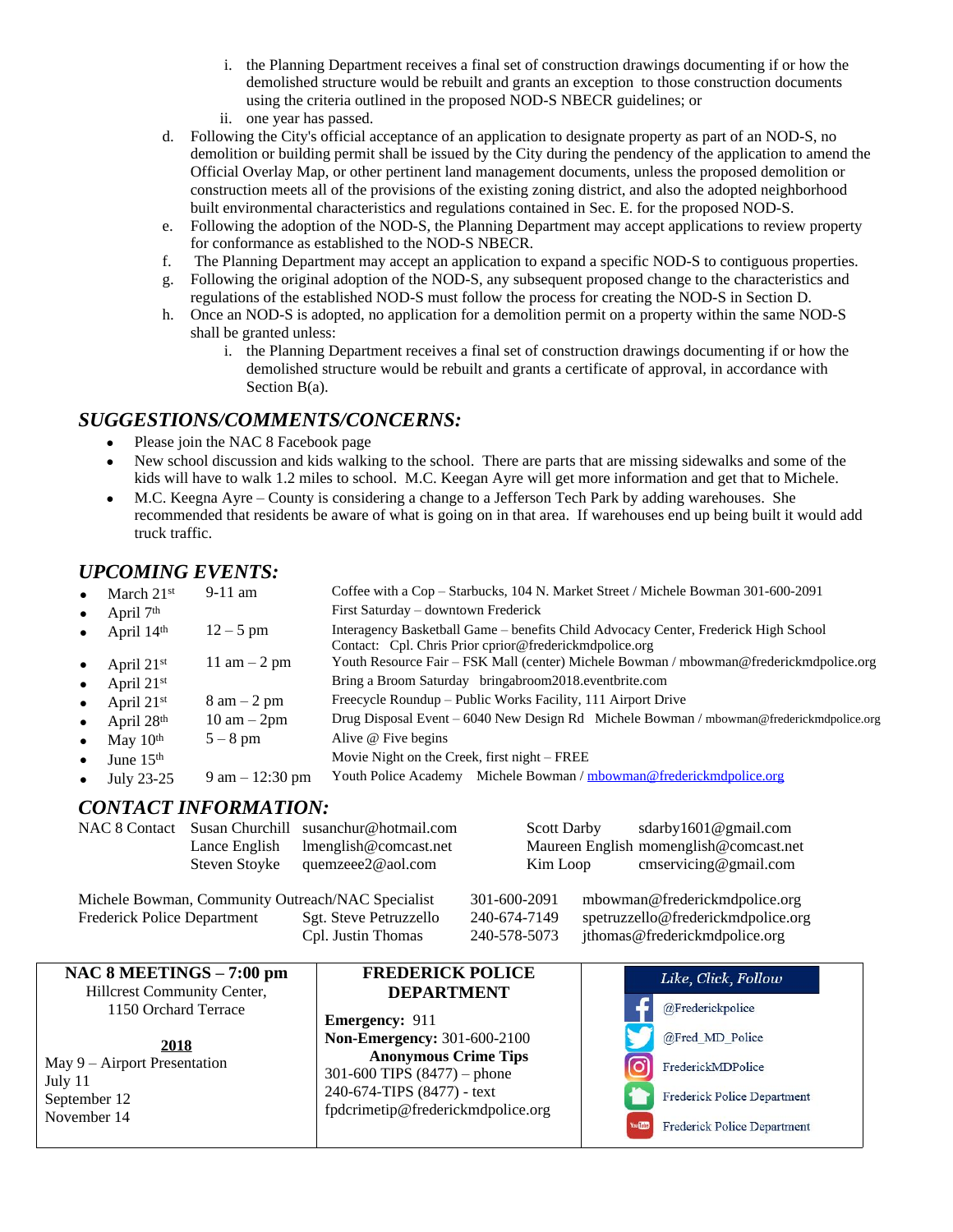i. the Planning Department receives a final set of construction drawings documenting if or how the demolished structure would be rebuilt and grants an exception to those construction documents using the criteria outlined in the proposed NOD-S NBECR guidelines; or
   ii. one year has passed.

d. Following the City's official acceptance of an application to designate property as part of an NOD-S, no demolition or building permit shall be issued by the City during the pendency of the application to amend the Official Overlay Map, or other pertinent land management documents, unless the proposed demolition or construction meets all of the provisions of the existing zoning district, and also the adopted neighborhood built environmental characteristics and regulations contained in Sec. E. for the proposed NOD-S.

e. Following the adoption of the NOD-S, the Planning Department may accept applications to review property for conformance as established to the NOD-S NBECR.

f. The Planning Department may accept an application to expand a specific NOD-S to contiguous properties.

g. Following the original adoption of the NOD-S, any subsequent proposed change to the characteristics and regulations of the established NOD-S must follow the process for creating the NOD-S in Section D.

h. Once an NOD-S is adopted, no application for a demolition permit on a property within the same NOD-S shall be granted unless:
   i. the Planning Department receives a final set of construction drawings documenting if or how the demolished structure would be rebuilt and grants a certificate of approval, in accordance with Section B(a).

## *SUGGESTIONS/COMMENTS/CONCERNS:*

- Please join the NAC 8 Facebook page
- New school discussion and kids walking to the school. There are parts that are missing sidewalks and some of the kids will have to walk 1.2 miles to school. M.C. Keegan Ayre will get more information and get that to Michele.
- M.C. Keegna Ayre – County is considering a change to a Jefferson Tech Park by adding warehouses. She recommended that residents be aware of what is going on in that area. If warehouses end up being built it would add truck traffic.

## *UPCOMING EVENTS:*

| | | |
|---|---|---|
| March 21st | 9-11 am | Coffee with a Cop – Starbucks, 104 N. Market Street / Michele Bowman 301-600-2091 |
| April 7th | | First Saturday – downtown Frederick |
| April 14th | 12 – 5 pm | Interagency Basketball Game – benefits Child Advocacy Center, Frederick High School Contact: Cpl. Chris Prior cprior@frederickmdpolice.org |
| April 21st | 11 am – 2 pm | Youth Resource Fair – FSK Mall (center) Michele Bowman / mbowman@frederickmdpolice.org |
| April 21st | | Bring a Broom Saturday bringabroom2018.eventbrite.com |
| April 21st | 8 am – 2 pm | Freecycle Roundup – Public Works Facility, 111 Airport Drive |
| April 28th | 10 am – 2pm | Drug Disposal Event – 6040 New Design Rd Michele Bowman / mbowman@frederickmdpolice.org |
| May 10th | 5 – 8 pm | Alive @ Five begins |
| June 15th | | Movie Night on the Creek, first night – FREE |
| July 23-25 | 9 am – 12:30 pm | Youth Police Academy Michele Bowman / mbowman@frederickmdpolice.org |

## *CONTACT INFORMATION:*

| | | | | |
|---|---|---|---|---|
| NAC 8 Contact | Susan Churchill | susanchur@hotmail.com | Scott Darby | sdarby1601@gmail.com |
| | Lance English | lmenglish@comcast.net | Maureen English | momenglish@comcast.net |
| | Steven Stoyke | quemzeee2@aol.com | Kim Loop | cmservicing@gmail.com |

| | | | |
|---|---|---|---|
| Michele Bowman, Community Outreach/NAC Specialist | | 301-600-2091 | mbowman@frederickmdpolice.org |
| Frederick Police Department | Sgt. Steve Petruzzello | 240-674-7149 | spetruzzello@frederickmdpolice.org |
| | Cpl. Justin Thomas | 240-578-5073 | jthomas@frederickmdpolice.org |

**NAC 8 MEETINGS – 7:00 pm**
Hillcrest Community Center,
1150 Orchard Terrace

**2018**
May 9 – Airport Presentation
July 11
September 12
November 14

**FREDERICK POLICE DEPARTMENT**

**Emergency:** 911
**Non-Emergency:** 301-600-2100
**Anonymous Crime Tips**
301-600 TIPS (8477) – phone
240-674-TIPS (8477) - text
fpdcrimetip@frederickmdpolice.org

*Like, Click, Follow*
@Frederickpolice
@Fred_MD_Police
FrederickMDPolice
Frederick Police Department
Frederick Police Department